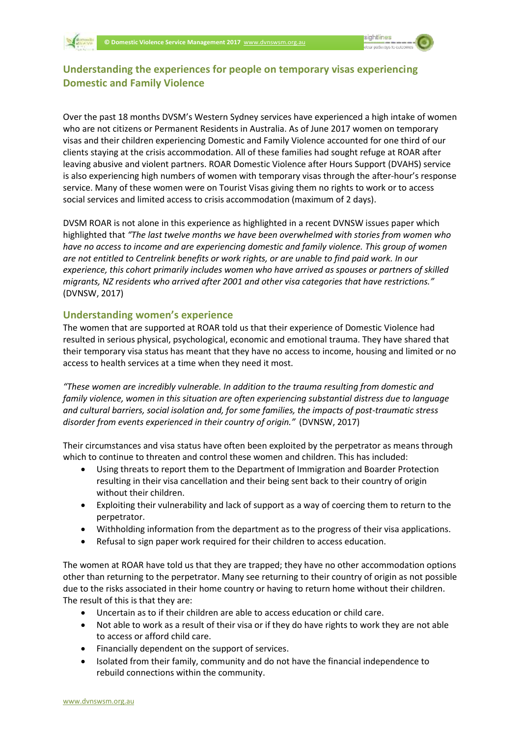## Understanding the experiences for people on temporary visas experiencing Domestic and Family Violence

Over the past 18 months DVSM's Western Sydney services have experienced a high intake of women who are not citizens or Permanent Residents in Australia. As of June 2017 women on temporary visas and their children experiencing Domestic and Family Violence accounted for one third of our clients staying at the crisis accommodation. All of these families had sought refuge at ROAR after leaving abusive and violent partners. ROAR Domestic Violence after Hours Support (DVAHS) service is also experiencing high numbers of women with temporary visas through the after-hour's response service. Many of these women were on Tourist Visas giving them no rights to work or to access social services and limited access to crisis accommodation (maximum of 2 days).

DVSM ROAR is not alone in this experience as highlighted in a recent DVNSW issues paper which highlighted that *"The last twelve months we have been overwhelmed with stories from women who have no access to income and are experiencing domestic and family violence. This group of women are not entitled to Centrelink benefits or work rights, or are unable to find paid work. In our experience, this cohort primarily includes women who have arrived as spouses or partners of skilled migrants, NZ residents who arrived after 2001 and other visa categories that have restrictions."* (DVNSW, 2017)

### Understanding women's experience

The women that are supported at ROAR told us that their experience of Domestic Violence had resulted in serious physical, psychological, economic and emotional trauma. They have shared that their temporary visa status has meant that they have no access to income, housing and limited or no access to health services at a time when they need it most.

*"These women are incredibly vulnerable. In addition to the trauma resulting from domestic and family violence, women in this situation are often experiencing substantial distress due to language and cultural barriers, social isolation and, for some families, the impacts of post-traumatic stress disorder from events experienced in their country of origin."* (DVNSW, 2017)

Their circumstances and visa status have often been exploited by the perpetrator as means through which to continue to threaten and control these women and children. This has included:

- Using threats to report them to the Department of Immigration and Boarder Protection resulting in their visa cancellation and their being sent back to their country of origin without their children.
- Exploiting their vulnerability and lack of support as a way of coercing them to return to the perpetrator.
- Withholding information from the department as to the progress of their visa applications.
- Refusal to sign paper work required for their children to access education.

The women at ROAR have told us that they are trapped; they have no other accommodation options other than returning to the perpetrator. Many see returning to their country of origin as not possible due to the risks associated in their home country or having to return home without their children. The result of this is that they are:

- Uncertain as to if their children are able to access education or child care.
- Not able to work as a result of their visa or if they do have rights to work they are not able to access or afford child care.
- Financially dependent on the support of services.
- Isolated from their family, community and do not have the financial independence to rebuild connections within the community.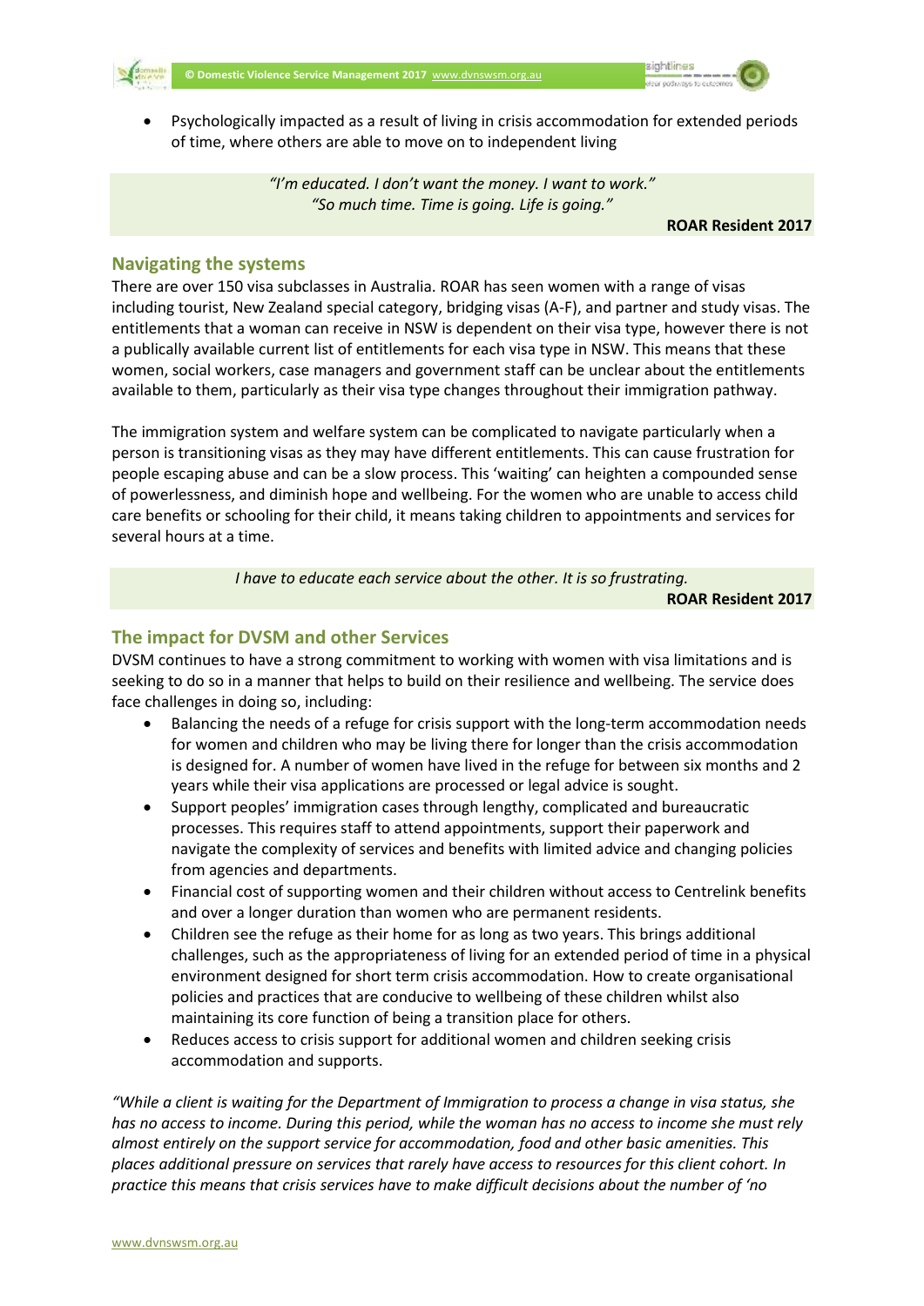- Psychologically impacted as a result of living in crisis accommodation for extended periods of time, where others are able to move on to independent living

> *"I'm educated. I don't want the money. I want to work."*
> *"So much time. Time is going. Life is going."*
>
> **ROAR Resident 2017**

## Navigating the systems

There are over 150 visa subclasses in Australia. ROAR has seen women with a range of visas including tourist, New Zealand special category, bridging visas (A-F), and partner and study visas. The entitlements that a woman can receive in NSW is dependent on their visa type, however there is not a publically available current list of entitlements for each visa type in NSW. This means that these women, social workers, case managers and government staff can be unclear about the entitlements available to them, particularly as their visa type changes throughout their immigration pathway.

The immigration system and welfare system can be complicated to navigate particularly when a person is transitioning visas as they may have different entitlements. This can cause frustration for people escaping abuse and can be a slow process. This 'waiting' can heighten a compounded sense of powerlessness, and diminish hope and wellbeing. For the women who are unable to access child care benefits or schooling for their child, it means taking children to appointments and services for several hours at a time.

> *I have to educate each service about the other. It is so frustrating.*
>
> **ROAR Resident 2017**

## The impact for DVSM and other Services

DVSM continues to have a strong commitment to working with women with visa limitations and is seeking to do so in a manner that helps to build on their resilience and wellbeing. The service does face challenges in doing so, including:

- Balancing the needs of a refuge for crisis support with the long-term accommodation needs for women and children who may be living there for longer than the crisis accommodation is designed for. A number of women have lived in the refuge for between six months and 2 years while their visa applications are processed or legal advice is sought.
- Support peoples' immigration cases through lengthy, complicated and bureaucratic processes. This requires staff to attend appointments, support their paperwork and navigate the complexity of services and benefits with limited advice and changing policies from agencies and departments.
- Financial cost of supporting women and their children without access to Centrelink benefits and over a longer duration than women who are permanent residents.
- Children see the refuge as their home for as long as two years. This brings additional challenges, such as the appropriateness of living for an extended period of time in a physical environment designed for short term crisis accommodation. How to create organisational policies and practices that are conducive to wellbeing of these children whilst also maintaining its core function of being a transition place for others.
- Reduces access to crisis support for additional women and children seeking crisis accommodation and supports.

*"While a client is waiting for the Department of Immigration to process a change in visa status, she has no access to income. During this period, while the woman has no access to income she must rely almost entirely on the support service for accommodation, food and other basic amenities. This places additional pressure on services that rarely have access to resources for this client cohort. In practice this means that crisis services have to make difficult decisions about the number of 'no*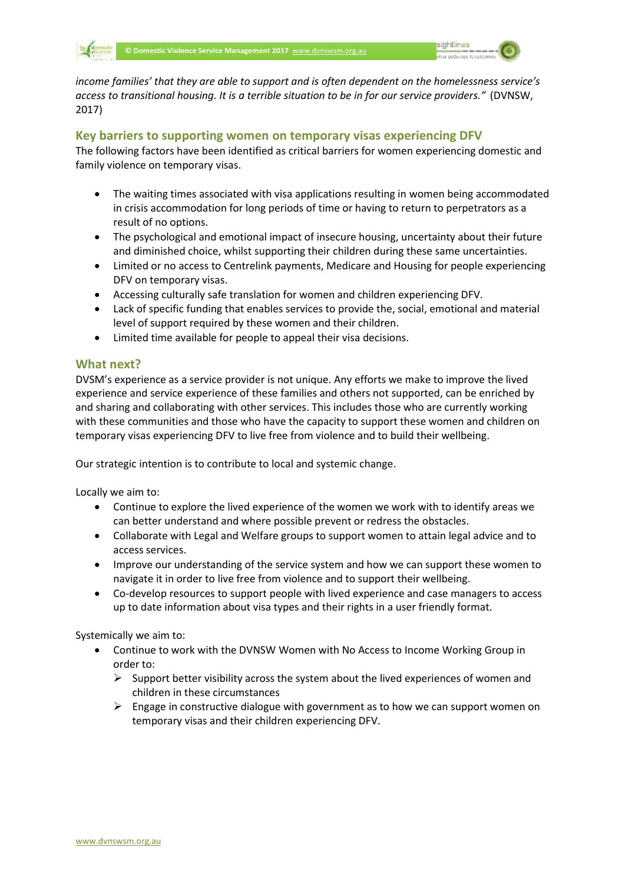*income families' that they are able to support and is often dependent on the homelessness service's access to transitional housing. It is a terrible situation to be in for our service providers."* (DVNSW, 2017)

## Key barriers to supporting women on temporary visas experiencing DFV

The following factors have been identified as critical barriers for women experiencing domestic and family violence on temporary visas.

- The waiting times associated with visa applications resulting in women being accommodated in crisis accommodation for long periods of time or having to return to perpetrators as a result of no options.
- The psychological and emotional impact of insecure housing, uncertainty about their future and diminished choice, whilst supporting their children during these same uncertainties.
- Limited or no access to Centrelink payments, Medicare and Housing for people experiencing DFV on temporary visas.
- Accessing culturally safe translation for women and children experiencing DFV.
- Lack of specific funding that enables services to provide the, social, emotional and material level of support required by these women and their children.
- Limited time available for people to appeal their visa decisions.

## What next?

DVSM's experience as a service provider is not unique. Any efforts we make to improve the lived experience and service experience of these families and others not supported, can be enriched by and sharing and collaborating with other services. This includes those who are currently working with these communities and those who have the capacity to support these women and children on temporary visas experiencing DFV to live free from violence and to build their wellbeing.

Our strategic intention is to contribute to local and systemic change.

Locally we aim to:

- Continue to explore the lived experience of the women we work with to identify areas we can better understand and where possible prevent or redress the obstacles.
- Collaborate with Legal and Welfare groups to support women to attain legal advice and to access services.
- Improve our understanding of the service system and how we can support these women to navigate it in order to live free from violence and to support their wellbeing.
- Co-develop resources to support people with lived experience and case managers to access up to date information about visa types and their rights in a user friendly format.

Systemically we aim to:

- Continue to work with the DVNSW Women with No Access to Income Working Group in order to:
  - Support better visibility across the system about the lived experiences of women and children in these circumstances
  - Engage in constructive dialogue with government as to how we can support women on temporary visas and their children experiencing DFV.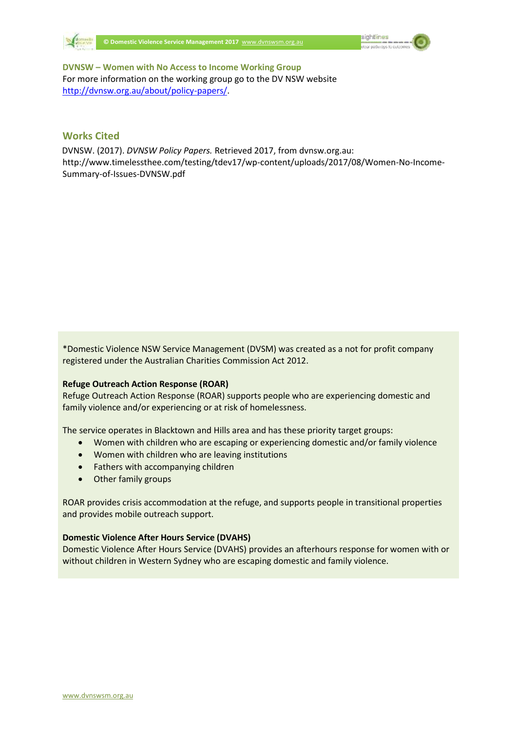### DVNSW – Women with No Access to Income Working Group

For more information on the working group go to the DV NSW website [http://dvnsw.org.au/about/policy-papers/](http://dvnsw.org.au/about/policy-papers/).

## Works Cited

DVNSW. (2017). *DVNSW Policy Papers.* Retrieved 2017, from dvnsw.org.au: http://www.timelessthee.com/testing/tdev17/wp-content/uploads/2017/08/Women-No-Income-Summary-of-Issues-DVNSW.pdf

*Domestic Violence NSW Service Management (DVSM) was created as a not for profit company registered under the Australian Charities Commission Act 2012.

**Refuge Outreach Action Response (ROAR)**

Refuge Outreach Action Response (ROAR) supports people who are experiencing domestic and family violence and/or experiencing or at risk of homelessness.

The service operates in Blacktown and Hills area and has these priority target groups:

- Women with children who are escaping or experiencing domestic and/or family violence
- Women with children who are leaving institutions
- Fathers with accompanying children
- Other family groups

ROAR provides crisis accommodation at the refuge, and supports people in transitional properties and provides mobile outreach support.

**Domestic Violence After Hours Service (DVAHS)**

Domestic Violence After Hours Service (DVAHS) provides an afterhours response for women with or without children in Western Sydney who are escaping domestic and family violence.